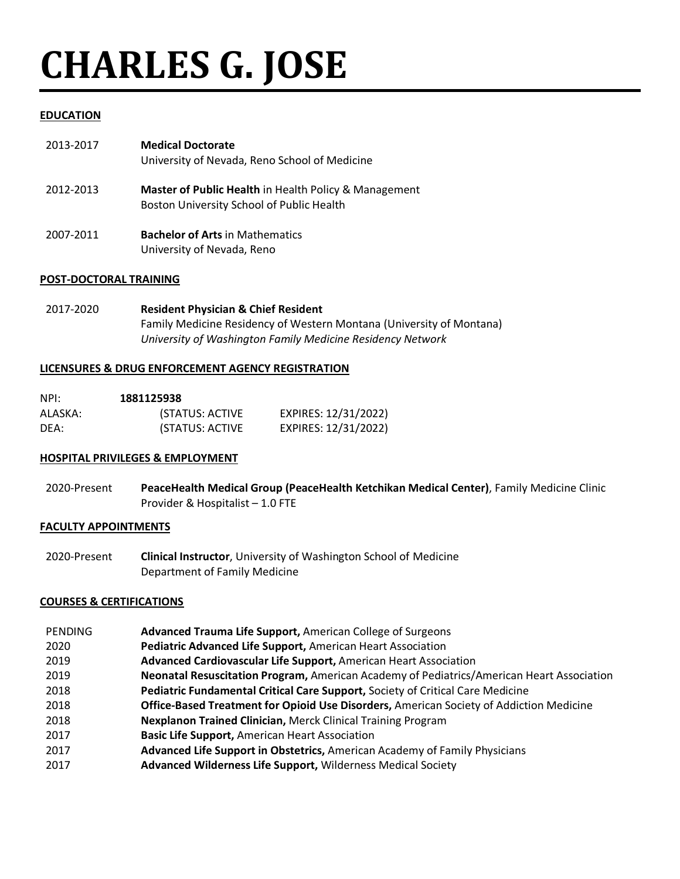# CHARLES G. JOSE

## EDUCATION

2013-2017 **Medical Doctorate**
University of Nevada, Reno School of Medicine

2012-2013 **Master of Public Health** in Health Policy & Management
Boston University School of Public Health

2007-2011 **Bachelor of Arts** in Mathematics
University of Nevada, Reno

## POST-DOCTORAL TRAINING

2017-2020 **Resident Physician & Chief Resident**
Family Medicine Residency of Western Montana (University of Montana)
*University of Washington Family Medicine Residency Network*

## LICENSURES & DRUG ENFORCEMENT AGENCY REGISTRATION

| | | |
|---|---|---|
| NPI: | **1881125938** | |
| ALASKA: | (STATUS: ACTIVE | EXPIRES: 12/31/2022) |
| DEA: | (STATUS: ACTIVE | EXPIRES: 12/31/2022) |

## HOSPITAL PRIVILEGES & EMPLOYMENT

2020-Present **PeaceHealth Medical Group (PeaceHealth Ketchikan Medical Center)**, Family Medicine Clinic Provider & Hospitalist – 1.0 FTE

## FACULTY APPOINTMENTS

2020-Present **Clinical Instructor**, University of Washington School of Medicine
Department of Family Medicine

## COURSES & CERTIFICATIONS

| | |
|---|---|
| PENDING | **Advanced Trauma Life Support,** American College of Surgeons |
| 2020 | **Pediatric Advanced Life Support,** American Heart Association |
| 2019 | **Advanced Cardiovascular Life Support,** American Heart Association |
| 2019 | **Neonatal Resuscitation Program,** American Academy of Pediatrics/American Heart Association |
| 2018 | **Pediatric Fundamental Critical Care Support,** Society of Critical Care Medicine |
| 2018 | **Office-Based Treatment for Opioid Use Disorders,** American Society of Addiction Medicine |
| 2018 | **Nexplanon Trained Clinician,** Merck Clinical Training Program |
| 2017 | **Basic Life Support,** American Heart Association |
| 2017 | **Advanced Life Support in Obstetrics,** American Academy of Family Physicians |
| 2017 | **Advanced Wilderness Life Support,** Wilderness Medical Society |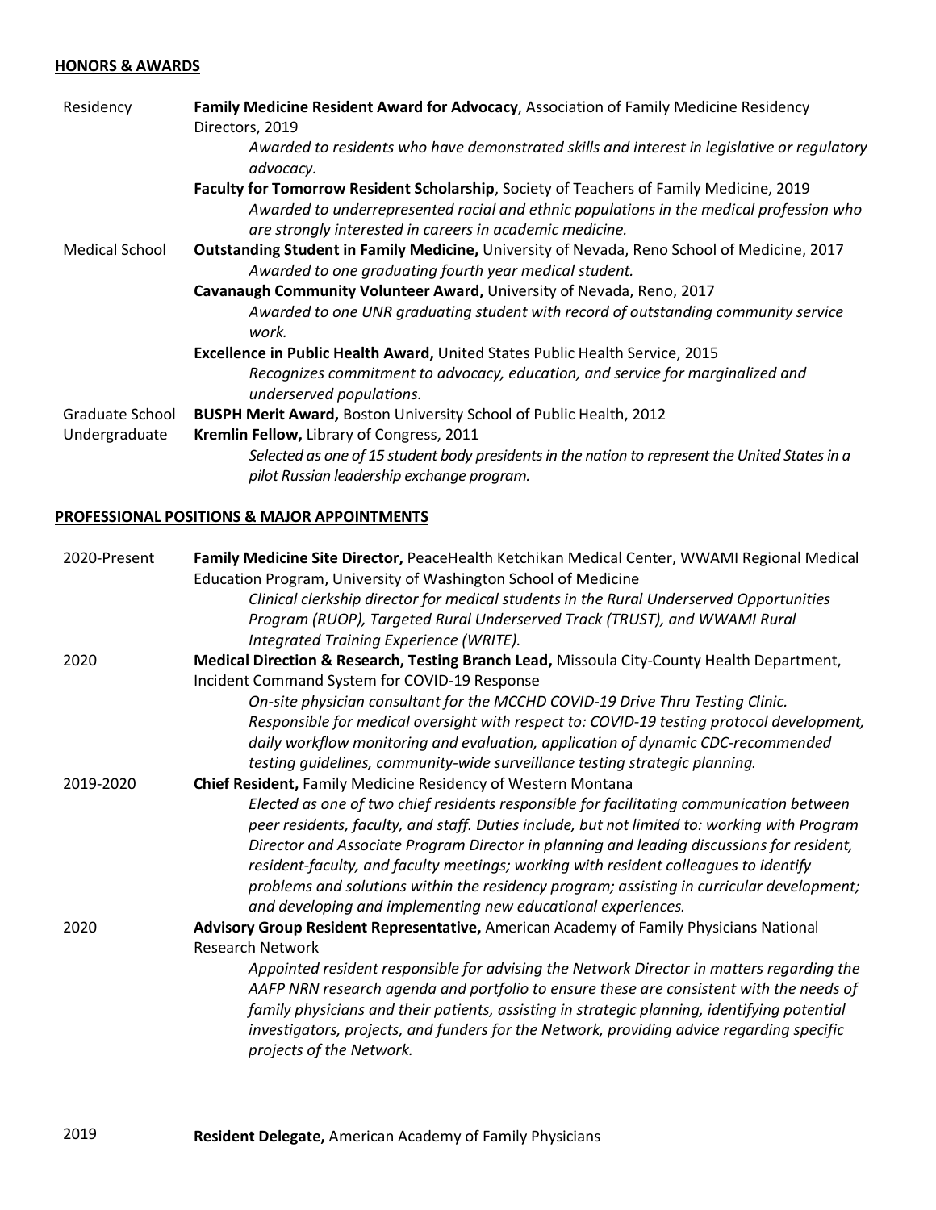## HONORS & AWARDS

**Residency**

**Family Medicine Resident Award for Advocacy**, Association of Family Medicine Residency Directors, 2019

*Awarded to residents who have demonstrated skills and interest in legislative or regulatory advocacy.*

**Faculty for Tomorrow Resident Scholarship**, Society of Teachers of Family Medicine, 2019

*Awarded to underrepresented racial and ethnic populations in the medical profession who are strongly interested in careers in academic medicine.*

**Medical School**

**Outstanding Student in Family Medicine,** University of Nevada, Reno School of Medicine, 2017

*Awarded to one graduating fourth year medical student.*

**Cavanaugh Community Volunteer Award,** University of Nevada, Reno, 2017

*Awarded to one UNR graduating student with record of outstanding community service work.*

**Excellence in Public Health Award,** United States Public Health Service, 2015

*Recognizes commitment to advocacy, education, and service for marginalized and underserved populations.*

**Graduate School**

**BUSPH Merit Award,** Boston University School of Public Health, 2012

**Undergraduate**

**Kremlin Fellow,** Library of Congress, 2011

*Selected as one of 15 student body presidents in the nation to represent the United States in a pilot Russian leadership exchange program.*

## PROFESSIONAL POSITIONS & MAJOR APPOINTMENTS

**2020-Present**

**Family Medicine Site Director,** PeaceHealth Ketchikan Medical Center, WWAMI Regional Medical Education Program, University of Washington School of Medicine

*Clinical clerkship director for medical students in the Rural Underserved Opportunities Program (RUOP), Targeted Rural Underserved Track (TRUST), and WWAMI Rural Integrated Training Experience (WRITE).*

**2020**

**Medical Direction & Research, Testing Branch Lead,** Missoula City-County Health Department, Incident Command System for COVID-19 Response

*On-site physician consultant for the MCCHD COVID-19 Drive Thru Testing Clinic. Responsible for medical oversight with respect to: COVID-19 testing protocol development, daily workflow monitoring and evaluation, application of dynamic CDC-recommended testing guidelines, community-wide surveillance testing strategic planning.*

**2019-2020**

**Chief Resident,** Family Medicine Residency of Western Montana

*Elected as one of two chief residents responsible for facilitating communication between peer residents, faculty, and staff. Duties include, but not limited to: working with Program Director and Associate Program Director in planning and leading discussions for resident, resident-faculty, and faculty meetings; working with resident colleagues to identify problems and solutions within the residency program; assisting in curricular development; and developing and implementing new educational experiences.*

**2020**

**Advisory Group Resident Representative,** American Academy of Family Physicians National Research Network

*Appointed resident responsible for advising the Network Director in matters regarding the AAFP NRN research agenda and portfolio to ensure these are consistent with the needs of family physicians and their patients, assisting in strategic planning, identifying potential investigators, projects, and funders for the Network, providing advice regarding specific projects of the Network.*

**2019**

**Resident Delegate,** American Academy of Family Physicians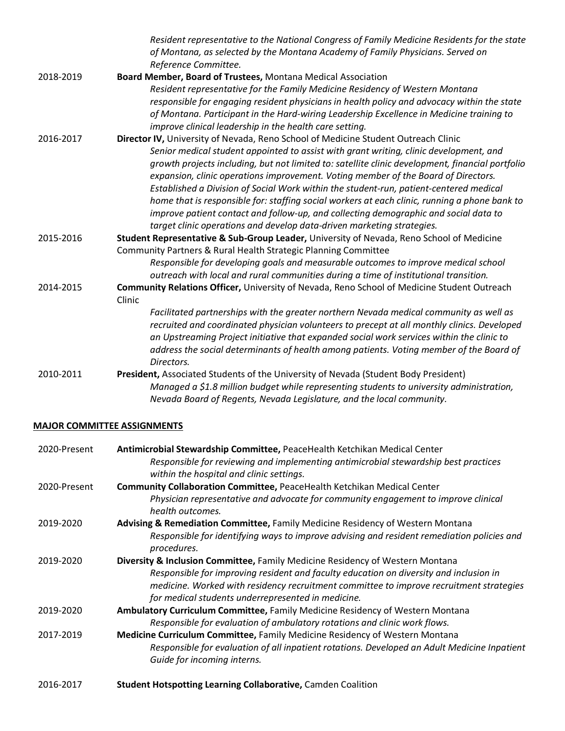*Resident representative to the National Congress of Family Medicine Residents for the state of Montana, as selected by the Montana Academy of Family Physicians. Served on Reference Committee.*

2018-2019 **Board Member, Board of Trustees,** Montana Medical Association
*Resident representative for the Family Medicine Residency of Western Montana responsible for engaging resident physicians in health policy and advocacy within the state of Montana. Participant in the Hard-wiring Leadership Excellence in Medicine training to improve clinical leadership in the health care setting.*

2016-2017 **Director IV,** University of Nevada, Reno School of Medicine Student Outreach Clinic
*Senior medical student appointed to assist with grant writing, clinic development, and growth projects including, but not limited to: satellite clinic development, financial portfolio expansion, clinic operations improvement. Voting member of the Board of Directors. Established a Division of Social Work within the student-run, patient-centered medical home that is responsible for: staffing social workers at each clinic, running a phone bank to improve patient contact and follow-up, and collecting demographic and social data to target clinic operations and develop data-driven marketing strategies.*

2015-2016 **Student Representative & Sub-Group Leader,** University of Nevada, Reno School of Medicine Community Partners & Rural Health Strategic Planning Committee
*Responsible for developing goals and measurable outcomes to improve medical school outreach with local and rural communities during a time of institutional transition.*

2014-2015 **Community Relations Officer,** University of Nevada, Reno School of Medicine Student Outreach Clinic
*Facilitated partnerships with the greater northern Nevada medical community as well as recruited and coordinated physician volunteers to precept at all monthly clinics. Developed an Upstreaming Project initiative that expanded social work services within the clinic to address the social determinants of health among patients. Voting member of the Board of Directors.*

2010-2011 **President,** Associated Students of the University of Nevada (Student Body President)
*Managed a $1.8 million budget while representing students to university administration, Nevada Board of Regents, Nevada Legislature, and the local community.*

## MAJOR COMMITTEE ASSIGNMENTS

2020-Present **Antimicrobial Stewardship Committee,** PeaceHealth Ketchikan Medical Center
*Responsible for reviewing and implementing antimicrobial stewardship best practices within the hospital and clinic settings.*

2020-Present **Community Collaboration Committee,** PeaceHealth Ketchikan Medical Center
*Physician representative and advocate for community engagement to improve clinical health outcomes.*

2019-2020 **Advising & Remediation Committee,** Family Medicine Residency of Western Montana
*Responsible for identifying ways to improve advising and resident remediation policies and procedures.*

2019-2020 **Diversity & Inclusion Committee,** Family Medicine Residency of Western Montana
*Responsible for improving resident and faculty education on diversity and inclusion in medicine. Worked with residency recruitment committee to improve recruitment strategies for medical students underrepresented in medicine.*

2019-2020 **Ambulatory Curriculum Committee,** Family Medicine Residency of Western Montana
*Responsible for evaluation of ambulatory rotations and clinic work flows.*

2017-2019 **Medicine Curriculum Committee,** Family Medicine Residency of Western Montana
*Responsible for evaluation of all inpatient rotations. Developed an Adult Medicine Inpatient Guide for incoming interns.*

2016-2017 **Student Hotspotting Learning Collaborative,** Camden Coalition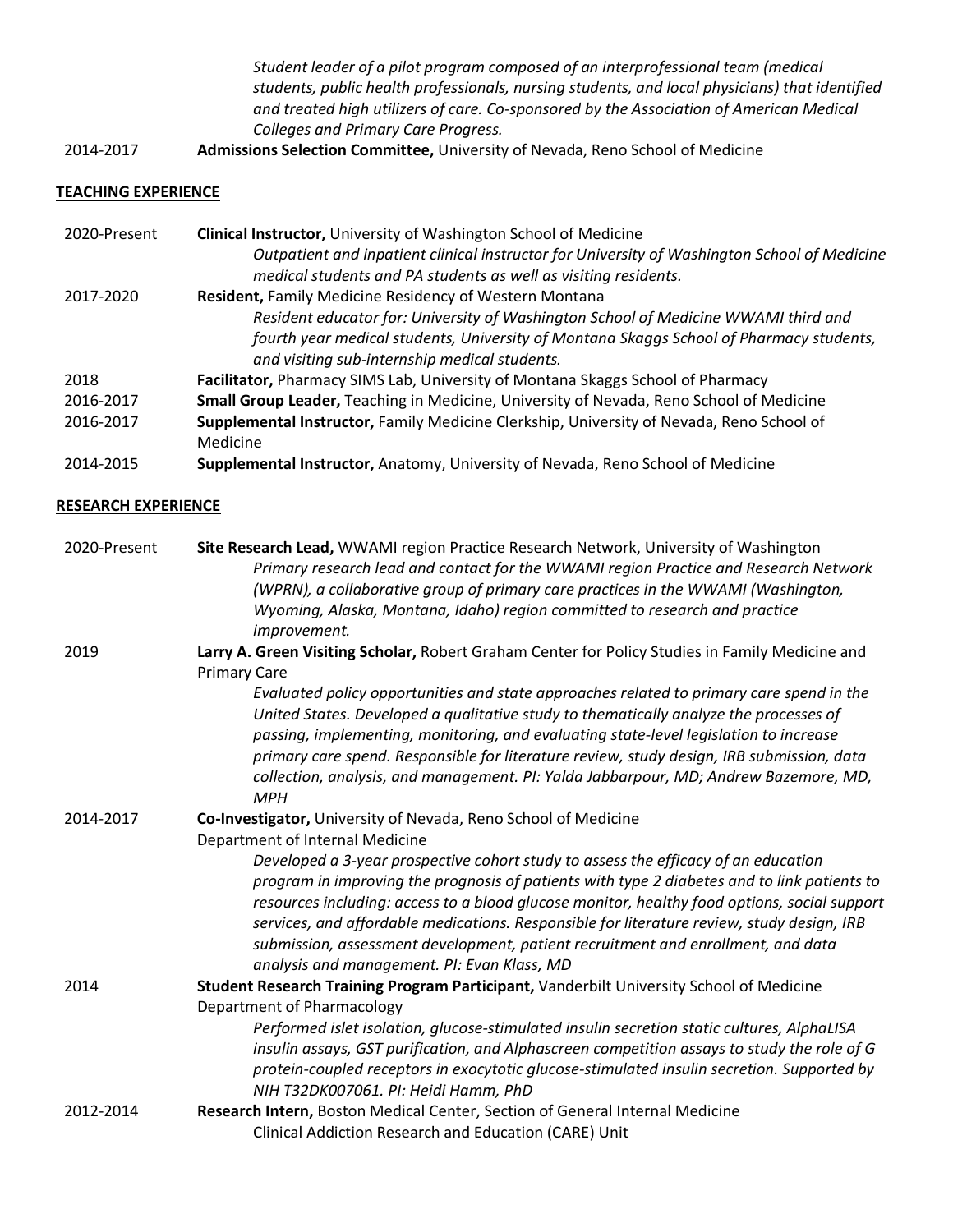*Student leader of a pilot program composed of an interprofessional team (medical students, public health professionals, nursing students, and local physicians) that identified and treated high utilizers of care. Co-sponsored by the Association of American Medical Colleges and Primary Care Progress.*

2014-2017 **Admissions Selection Committee,** University of Nevada, Reno School of Medicine

## TEACHING EXPERIENCE

2020-Present **Clinical Instructor,** University of Washington School of Medicine
*Outpatient and inpatient clinical instructor for University of Washington School of Medicine medical students and PA students as well as visiting residents.*

2017-2020 **Resident,** Family Medicine Residency of Western Montana
*Resident educator for: University of Washington School of Medicine WWAMI third and fourth year medical students, University of Montana Skaggs School of Pharmacy students, and visiting sub-internship medical students.*

2018 **Facilitator,** Pharmacy SIMS Lab, University of Montana Skaggs School of Pharmacy

2016-2017 **Small Group Leader,** Teaching in Medicine, University of Nevada, Reno School of Medicine

2016-2017 **Supplemental Instructor,** Family Medicine Clerkship, University of Nevada, Reno School of Medicine

2014-2015 **Supplemental Instructor,** Anatomy, University of Nevada, Reno School of Medicine

## RESEARCH EXPERIENCE

2020-Present **Site Research Lead,** WWAMI region Practice Research Network, University of Washington
*Primary research lead and contact for the WWAMI region Practice and Research Network (WPRN), a collaborative group of primary care practices in the WWAMI (Washington, Wyoming, Alaska, Montana, Idaho) region committed to research and practice improvement.*

2019 **Larry A. Green Visiting Scholar,** Robert Graham Center for Policy Studies in Family Medicine and Primary Care
*Evaluated policy opportunities and state approaches related to primary care spend in the United States. Developed a qualitative study to thematically analyze the processes of passing, implementing, monitoring, and evaluating state-level legislation to increase primary care spend. Responsible for literature review, study design, IRB submission, data collection, analysis, and management. PI: Yalda Jabbarpour, MD; Andrew Bazemore, MD, MPH*

2014-2017 **Co-Investigator,** University of Nevada, Reno School of Medicine
Department of Internal Medicine
*Developed a 3-year prospective cohort study to assess the efficacy of an education program in improving the prognosis of patients with type 2 diabetes and to link patients to resources including: access to a blood glucose monitor, healthy food options, social support services, and affordable medications. Responsible for literature review, study design, IRB submission, assessment development, patient recruitment and enrollment, and data analysis and management. PI: Evan Klass, MD*

2014 **Student Research Training Program Participant,** Vanderbilt University School of Medicine
Department of Pharmacology
*Performed islet isolation, glucose-stimulated insulin secretion static cultures, AlphaLISA insulin assays, GST purification, and Alphascreen competition assays to study the role of G protein-coupled receptors in exocytotic glucose-stimulated insulin secretion. Supported by NIH T32DK007061. PI: Heidi Hamm, PhD*

2012-2014 **Research Intern,** Boston Medical Center, Section of General Internal Medicine
Clinical Addiction Research and Education (CARE) Unit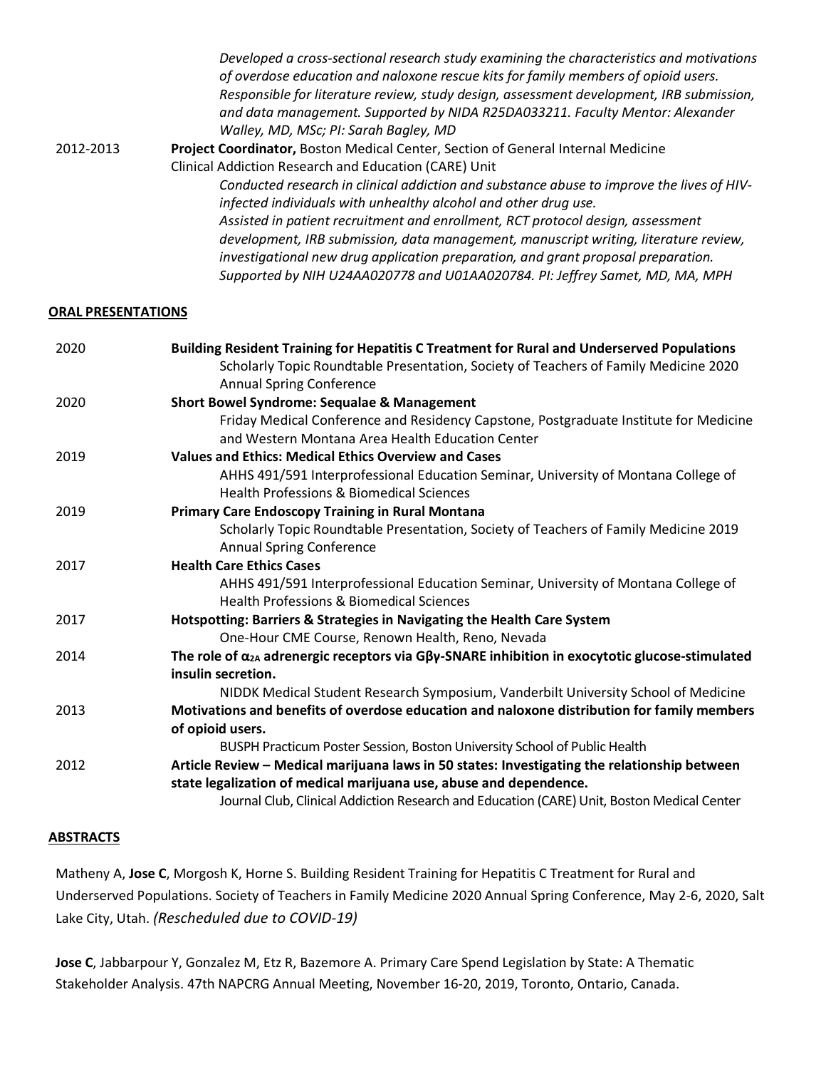*Developed a cross-sectional research study examining the characteristics and motivations of overdose education and naloxone rescue kits for family members of opioid users. Responsible for literature review, study design, assessment development, IRB submission, and data management. Supported by NIDA R25DA033211. Faculty Mentor: Alexander Walley, MD, MSc; PI: Sarah Bagley, MD*

2012-2013 **Project Coordinator,** Boston Medical Center, Section of General Internal Medicine
Clinical Addiction Research and Education (CARE) Unit

*Conducted research in clinical addiction and substance abuse to improve the lives of HIV-infected individuals with unhealthy alcohol and other drug use.*
*Assisted in patient recruitment and enrollment, RCT protocol design, assessment development, IRB submission, data management, manuscript writing, literature review, investigational new drug application preparation, and grant proposal preparation. Supported by NIH U24AA020778 and U01AA020784. PI: Jeffrey Samet, MD, MA, MPH*

## ORAL PRESENTATIONS

2020 **Building Resident Training for Hepatitis C Treatment for Rural and Underserved Populations**
Scholarly Topic Roundtable Presentation, Society of Teachers of Family Medicine 2020 Annual Spring Conference

2020 **Short Bowel Syndrome: Sequalae & Management**
Friday Medical Conference and Residency Capstone, Postgraduate Institute for Medicine and Western Montana Area Health Education Center

2019 **Values and Ethics: Medical Ethics Overview and Cases**
AHHS 491/591 Interprofessional Education Seminar, University of Montana College of Health Professions & Biomedical Sciences

2019 **Primary Care Endoscopy Training in Rural Montana**
Scholarly Topic Roundtable Presentation, Society of Teachers of Family Medicine 2019 Annual Spring Conference

2017 **Health Care Ethics Cases**
AHHS 491/591 Interprofessional Education Seminar, University of Montana College of Health Professions & Biomedical Sciences

2017 **Hotspotting: Barriers & Strategies in Navigating the Health Care System**
One-Hour CME Course, Renown Health, Reno, Nevada

2014 **The role of $\alpha_{2A}$ adrenergic receptors via Gβγ-SNARE inhibition in exocytotic glucose-stimulated insulin secretion.**
NIDDK Medical Student Research Symposium, Vanderbilt University School of Medicine

2013 **Motivations and benefits of overdose education and naloxone distribution for family members of opioid users.**
BUSPH Practicum Poster Session, Boston University School of Public Health

2012 **Article Review – Medical marijuana laws in 50 states: Investigating the relationship between state legalization of medical marijuana use, abuse and dependence.**
Journal Club, Clinical Addiction Research and Education (CARE) Unit, Boston Medical Center

## ABSTRACTS

Matheny A, **Jose C**, Morgosh K, Horne S. Building Resident Training for Hepatitis C Treatment for Rural and Underserved Populations. Society of Teachers in Family Medicine 2020 Annual Spring Conference, May 2-6, 2020, Salt Lake City, Utah. *(Rescheduled due to COVID-19)*

**Jose C**, Jabbarpour Y, Gonzalez M, Etz R, Bazemore A. Primary Care Spend Legislation by State: A Thematic Stakeholder Analysis. 47th NAPCRG Annual Meeting, November 16-20, 2019, Toronto, Ontario, Canada.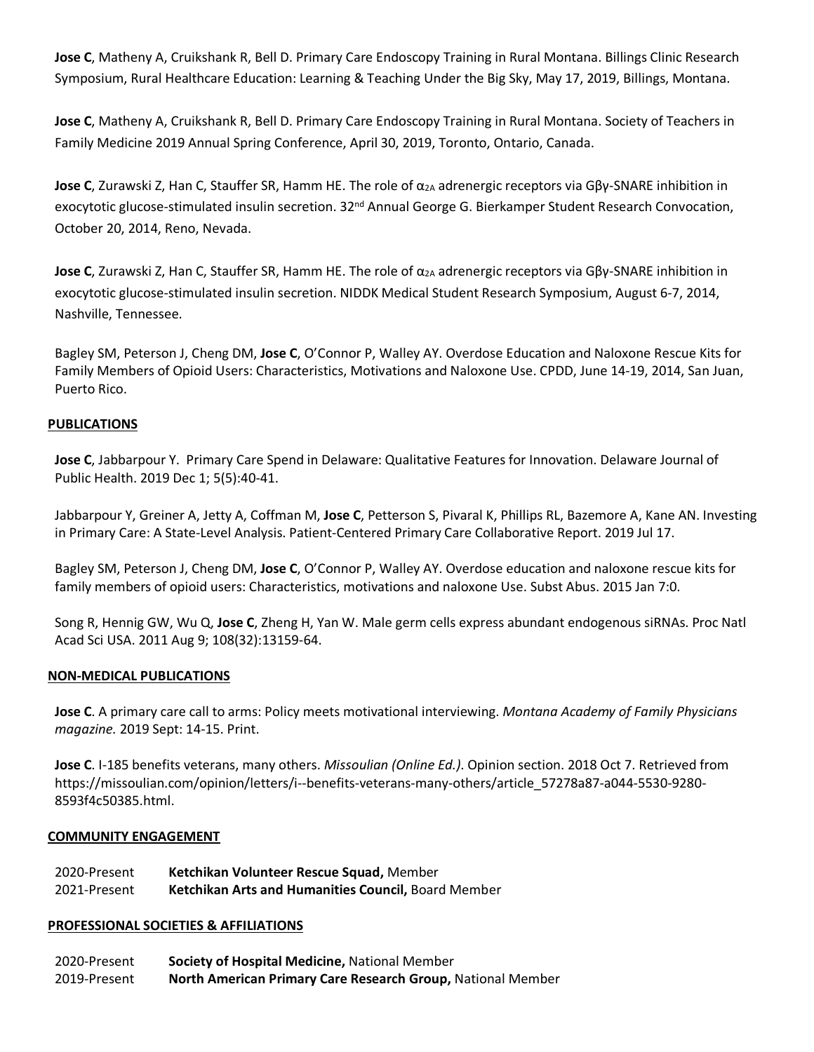**Jose C**, Matheny A, Cruikshank R, Bell D. Primary Care Endoscopy Training in Rural Montana. Billings Clinic Research Symposium, Rural Healthcare Education: Learning & Teaching Under the Big Sky, May 17, 2019, Billings, Montana.

**Jose C**, Matheny A, Cruikshank R, Bell D. Primary Care Endoscopy Training in Rural Montana. Society of Teachers in Family Medicine 2019 Annual Spring Conference, April 30, 2019, Toronto, Ontario, Canada.

**Jose C**, Zurawski Z, Han C, Stauffer SR, Hamm HE. The role of $\alpha_{2A}$ adrenergic receptors via Gβγ-SNARE inhibition in exocytotic glucose-stimulated insulin secretion. 32nd Annual George G. Bierkamper Student Research Convocation, October 20, 2014, Reno, Nevada.

**Jose C**, Zurawski Z, Han C, Stauffer SR, Hamm HE. The role of $\alpha_{2A}$ adrenergic receptors via Gβγ-SNARE inhibition in exocytotic glucose-stimulated insulin secretion. NIDDK Medical Student Research Symposium, August 6-7, 2014, Nashville, Tennessee.

Bagley SM, Peterson J, Cheng DM, **Jose C**, O'Connor P, Walley AY. Overdose Education and Naloxone Rescue Kits for Family Members of Opioid Users: Characteristics, Motivations and Naloxone Use. CPDD, June 14-19, 2014, San Juan, Puerto Rico.

## PUBLICATIONS

**Jose C**, Jabbarpour Y. Primary Care Spend in Delaware: Qualitative Features for Innovation. Delaware Journal of Public Health. 2019 Dec 1; 5(5):40-41.

Jabbarpour Y, Greiner A, Jetty A, Coffman M, **Jose C**, Petterson S, Pivaral K, Phillips RL, Bazemore A, Kane AN. Investing in Primary Care: A State-Level Analysis. Patient-Centered Primary Care Collaborative Report. 2019 Jul 17.

Bagley SM, Peterson J, Cheng DM, **Jose C**, O'Connor P, Walley AY. Overdose education and naloxone rescue kits for family members of opioid users: Characteristics, motivations and naloxone Use. Subst Abus. 2015 Jan 7:0.

Song R, Hennig GW, Wu Q, **Jose C**, Zheng H, Yan W. Male germ cells express abundant endogenous siRNAs. Proc Natl Acad Sci USA. 2011 Aug 9; 108(32):13159-64.

## NON-MEDICAL PUBLICATIONS

**Jose C**. A primary care call to arms: Policy meets motivational interviewing. *Montana Academy of Family Physicians magazine.* 2019 Sept: 14-15. Print.

**Jose C**. I-185 benefits veterans, many others. *Missoulian (Online Ed.)*. Opinion section. 2018 Oct 7. Retrieved from https://missoulian.com/opinion/letters/i--benefits-veterans-many-others/article_57278a87-a044-5530-9280-8593f4c50385.html.

## COMMUNITY ENGAGEMENT

2020-Present **Ketchikan Volunteer Rescue Squad,** Member
2021-Present **Ketchikan Arts and Humanities Council,** Board Member

## PROFESSIONAL SOCIETIES & AFFILIATIONS

2020-Present **Society of Hospital Medicine,** National Member
2019-Present **North American Primary Care Research Group,** National Member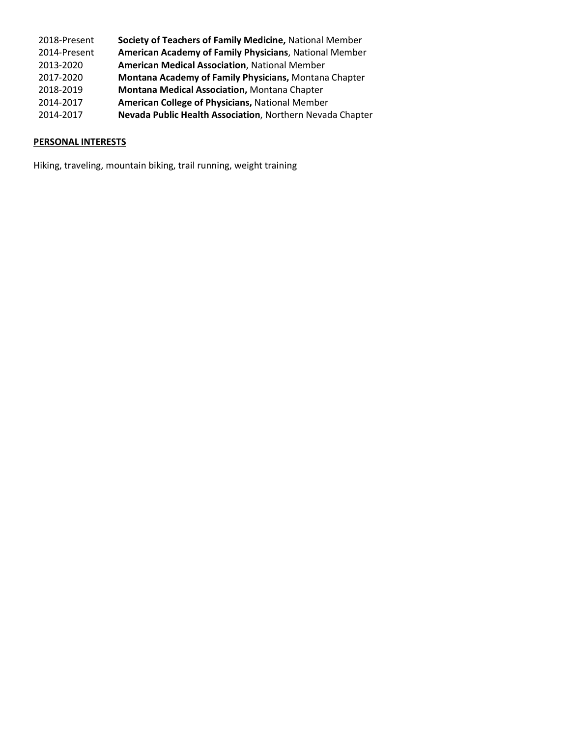| | |
|---|---|
| 2018-Present | **Society of Teachers of Family Medicine,** National Member |
| 2014-Present | **American Academy of Family Physicians**, National Member |
| 2013-2020 | **American Medical Association**, National Member |
| 2017-2020 | **Montana Academy of Family Physicians,** Montana Chapter |
| 2018-2019 | **Montana Medical Association,** Montana Chapter |
| 2014-2017 | **American College of Physicians,** National Member |
| 2014-2017 | **Nevada Public Health Association**, Northern Nevada Chapter |

## PERSONAL INTERESTS

Hiking, traveling, mountain biking, trail running, weight training